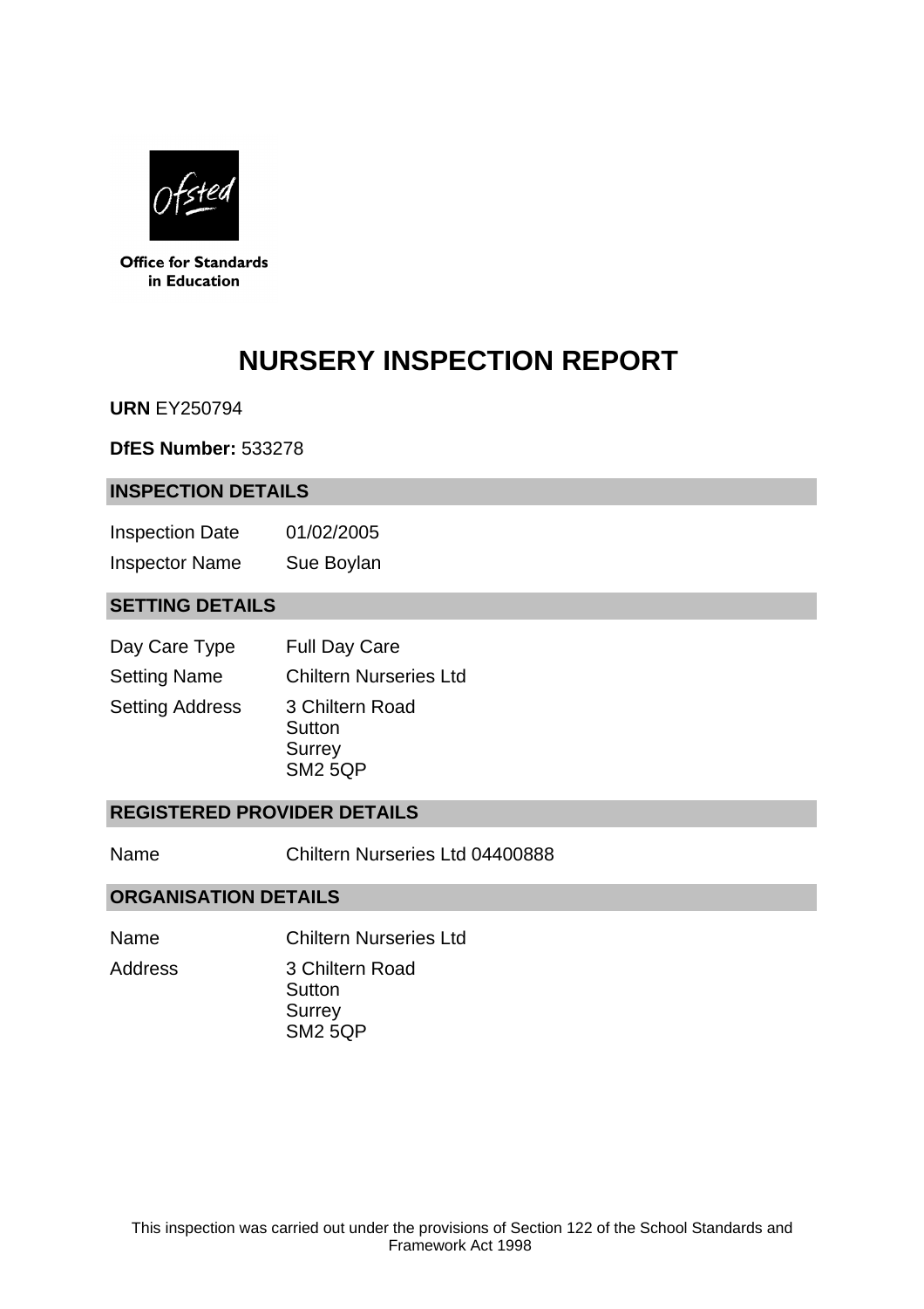Office for Standards in Education

# NURSERY INSPECTION REPORT

**URN** EY250794

**DfES Number:** 533278

## INSPECTION DETAILS

| | |
|---|---|
| Inspection Date | 01/02/2005 |
| Inspector Name | Sue Boylan |

## SETTING DETAILS

| | |
|---|---|
| Day Care Type | Full Day Care |
| Setting Name | Chiltern Nurseries Ltd |
| Setting Address | 3 Chiltern Road<br>Sutton<br>Surrey<br>SM2 5QP |

## REGISTERED PROVIDER DETAILS

| | |
|---|---|
| Name | Chiltern Nurseries Ltd 04400888 |

## ORGANISATION DETAILS

| | |
|---|---|
| Name | Chiltern Nurseries Ltd |
| Address | 3 Chiltern Road<br>Sutton<br>Surrey<br>SM2 5QP |

This inspection was carried out under the provisions of Section 122 of the School Standards and Framework Act 1998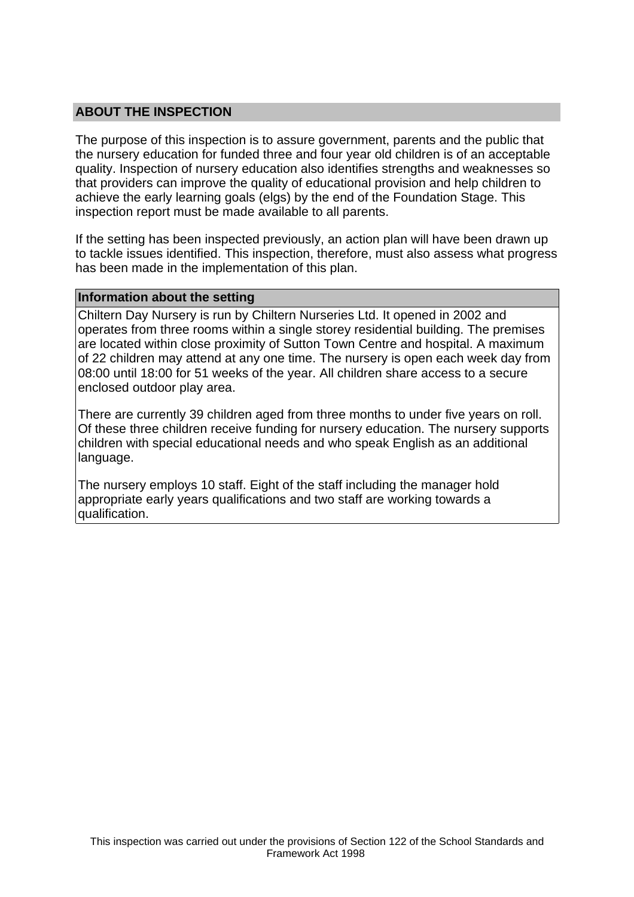## ABOUT THE INSPECTION

The purpose of this inspection is to assure government, parents and the public that the nursery education for funded three and four year old children is of an acceptable quality. Inspection of nursery education also identifies strengths and weaknesses so that providers can improve the quality of educational provision and help children to achieve the early learning goals (elgs) by the end of the Foundation Stage. This inspection report must be made available to all parents.

If the setting has been inspected previously, an action plan will have been drawn up to tackle issues identified. This inspection, therefore, must also assess what progress has been made in the implementation of this plan.

### Information about the setting

Chiltern Day Nursery is run by Chiltern Nurseries Ltd. It opened in 2002 and operates from three rooms within a single storey residential building. The premises are located within close proximity of Sutton Town Centre and hospital. A maximum of 22 children may attend at any one time. The nursery is open each week day from 08:00 until 18:00 for 51 weeks of the year. All children share access to a secure enclosed outdoor play area.

There are currently 39 children aged from three months to under five years on roll. Of these three children receive funding for nursery education. The nursery supports children with special educational needs and who speak English as an additional language.

The nursery employs 10 staff. Eight of the staff including the manager hold appropriate early years qualifications and two staff are working towards a qualification.

This inspection was carried out under the provisions of Section 122 of the School Standards and Framework Act 1998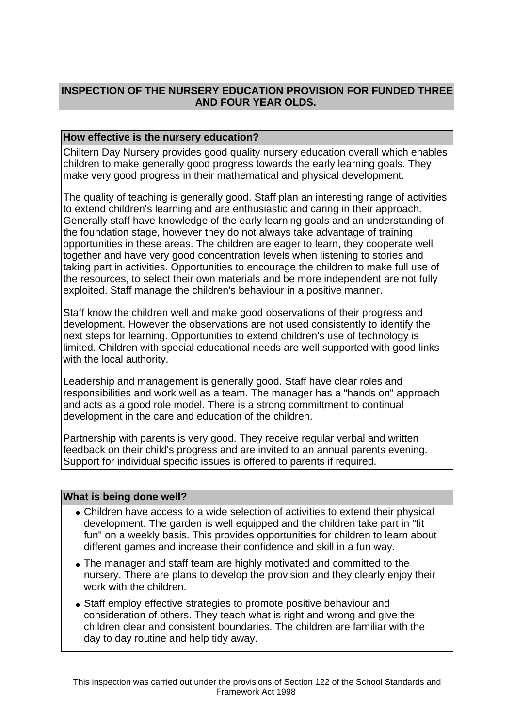## INSPECTION OF THE NURSERY EDUCATION PROVISION FOR FUNDED THREE AND FOUR YEAR OLDS.

### How effective is the nursery education?

Chiltern Day Nursery provides good quality nursery education overall which enables children to make generally good progress towards the early learning goals. They make very good progress in their mathematical and physical development.

The quality of teaching is generally good. Staff plan an interesting range of activities to extend children's learning and are enthusiastic and caring in their approach. Generally staff have knowledge of the early learning goals and an understanding of the foundation stage, however they do not always take advantage of training opportunities in these areas. The children are eager to learn, they cooperate well together and have very good concentration levels when listening to stories and taking part in activities. Opportunities to encourage the children to make full use of the resources, to select their own materials and be more independent are not fully exploited. Staff manage the children's behaviour in a positive manner.

Staff know the children well and make good observations of their progress and development. However the observations are not used consistently to identify the next steps for learning. Opportunities to extend children's use of technology is limited. Children with special educational needs are well supported with good links with the local authority.

Leadership and management is generally good. Staff have clear roles and responsibilities and work well as a team. The manager has a "hands on" approach and acts as a good role model. There is a strong committment to continual development in the care and education of the children.

Partnership with parents is very good. They receive regular verbal and written feedback on their child's progress and are invited to an annual parents evening. Support for individual specific issues is offered to parents if required.

### What is being done well?

- Children have access to a wide selection of activities to extend their physical development. The garden is well equipped and the children take part in "fit fun" on a weekly basis. This provides opportunities for children to learn about different games and increase their confidence and skill in a fun way.
- The manager and staff team are highly motivated and committed to the nursery. There are plans to develop the provision and they clearly enjoy their work with the children.
- Staff employ effective strategies to promote positive behaviour and consideration of others. They teach what is right and wrong and give the children clear and consistent boundaries. The children are familiar with the day to day routine and help tidy away.

This inspection was carried out under the provisions of Section 122 of the School Standards and Framework Act 1998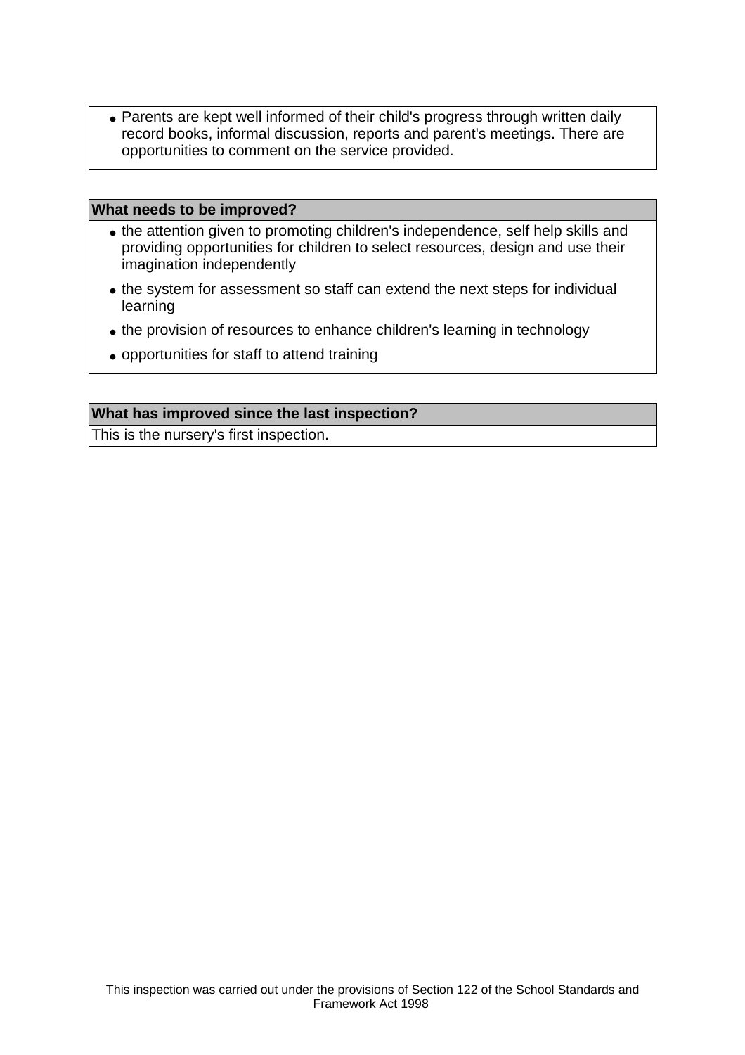- Parents are kept well informed of their child's progress through written daily record books, informal discussion, reports and parent's meetings. There are opportunities to comment on the service provided.

**What needs to be improved?**

- the attention given to promoting children's independence, self help skills and providing opportunities for children to select resources, design and use their imagination independently
- the system for assessment so staff can extend the next steps for individual learning
- the provision of resources to enhance children's learning in technology
- opportunities for staff to attend training

**What has improved since the last inspection?**

This is the nursery's first inspection.

This inspection was carried out under the provisions of Section 122 of the School Standards and Framework Act 1998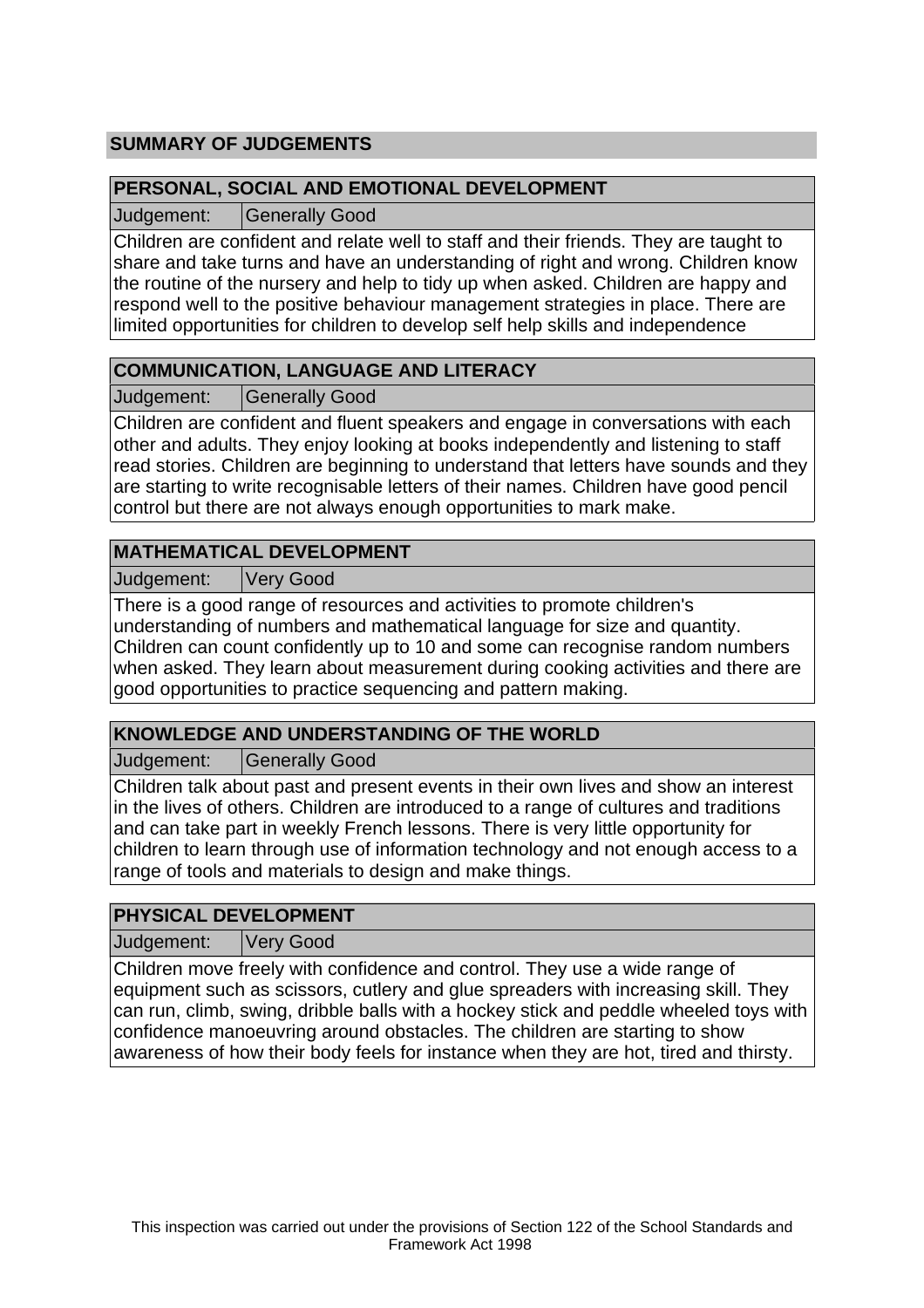## SUMMARY OF JUDGEMENTS

### PERSONAL, SOCIAL AND EMOTIONAL DEVELOPMENT

| Judgement: | Generally Good |
|---|---|

Children are confident and relate well to staff and their friends. They are taught to share and take turns and have an understanding of right and wrong. Children know the routine of the nursery and help to tidy up when asked. Children are happy and respond well to the positive behaviour management strategies in place. There are limited opportunities for children to develop self help skills and independence

### COMMUNICATION, LANGUAGE AND LITERACY

| Judgement: | Generally Good |
|---|---|

Children are confident and fluent speakers and engage in conversations with each other and adults. They enjoy looking at books independently and listening to staff read stories. Children are beginning to understand that letters have sounds and they are starting to write recognisable letters of their names. Children have good pencil control but there are not always enough opportunities to mark make.

### MATHEMATICAL DEVELOPMENT

| Judgement: | Very Good |
|---|---|

There is a good range of resources and activities to promote children's understanding of numbers and mathematical language for size and quantity. Children can count confidently up to 10 and some can recognise random numbers when asked. They learn about measurement during cooking activities and there are good opportunities to practice sequencing and pattern making.

### KNOWLEDGE AND UNDERSTANDING OF THE WORLD

| Judgement: | Generally Good |
|---|---|

Children talk about past and present events in their own lives and show an interest in the lives of others. Children are introduced to a range of cultures and traditions and can take part in weekly French lessons. There is very little opportunity for children to learn through use of information technology and not enough access to a range of tools and materials to design and make things.

### PHYSICAL DEVELOPMENT

| Judgement: | Very Good |
|---|---|

Children move freely with confidence and control. They use a wide range of equipment such as scissors, cutlery and glue spreaders with increasing skill. They can run, climb, swing, dribble balls with a hockey stick and peddle wheeled toys with confidence manoeuvring around obstacles. The children are starting to show awareness of how their body feels for instance when they are hot, tired and thirsty.

This inspection was carried out under the provisions of Section 122 of the School Standards and Framework Act 1998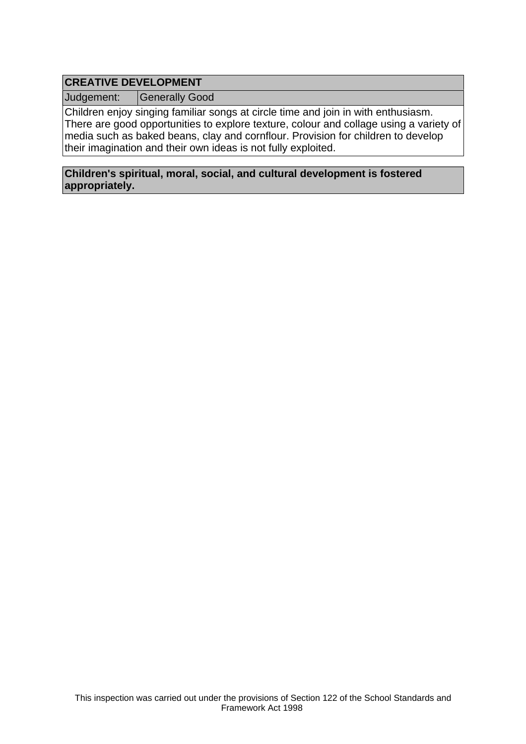| CREATIVE DEVELOPMENT | |
|---|---|
| Judgement: | Generally Good |

Children enjoy singing familiar songs at circle time and join in with enthusiasm. There are good opportunities to explore texture, colour and collage using a variety of media such as baked beans, clay and cornflour. Provision for children to develop their imagination and their own ideas is not fully exploited.

**Children's spiritual, moral, social, and cultural development is fostered appropriately.**

This inspection was carried out under the provisions of Section 122 of the School Standards and Framework Act 1998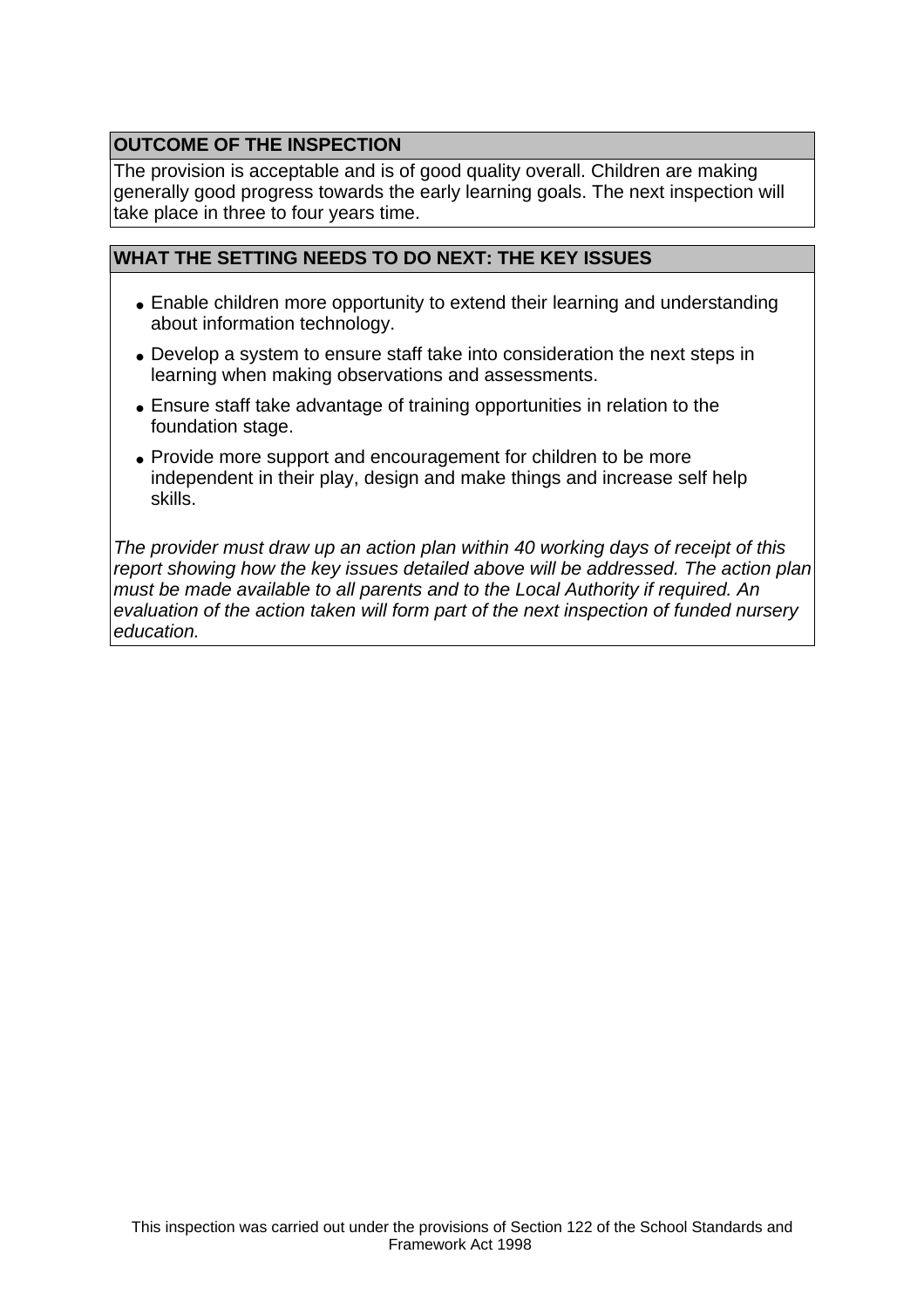## OUTCOME OF THE INSPECTION

The provision is acceptable and is of good quality overall. Children are making generally good progress towards the early learning goals. The next inspection will take place in three to four years time.

## WHAT THE SETTING NEEDS TO DO NEXT: THE KEY ISSUES

- Enable children more opportunity to extend their learning and understanding about information technology.
- Develop a system to ensure staff take into consideration the next steps in learning when making observations and assessments.
- Ensure staff take advantage of training opportunities in relation to the foundation stage.
- Provide more support and encouragement for children to be more independent in their play, design and make things and increase self help skills.

*The provider must draw up an action plan within 40 working days of receipt of this report showing how the key issues detailed above will be addressed. The action plan must be made available to all parents and to the Local Authority if required. An evaluation of the action taken will form part of the next inspection of funded nursery education.*

This inspection was carried out under the provisions of Section 122 of the School Standards and Framework Act 1998